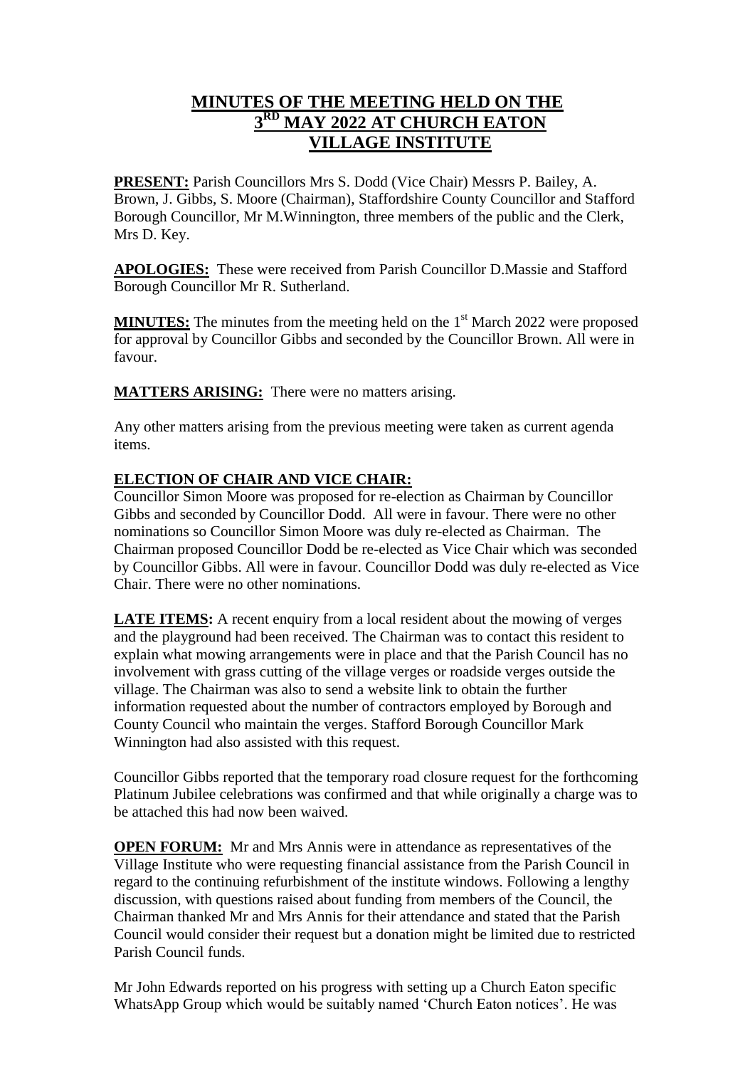# MINUTES OF THE MEETING HELD ON THE 3RD MAY 2022 AT CHURCH EATON VILLAGE INSTITUTE

**PRESENT:** Parish Councillors Mrs S. Dodd (Vice Chair) Messrs P. Bailey, A. Brown, J. Gibbs, S. Moore (Chairman), Staffordshire County Councillor and Stafford Borough Councillor, Mr M.Winnington, three members of the public and the Clerk, Mrs D. Key.

**APOLOGIES:** These were received from Parish Councillor D.Massie and Stafford Borough Councillor Mr R. Sutherland.

**MINUTES:** The minutes from the meeting held on the 1st March 2022 were proposed for approval by Councillor Gibbs and seconded by the Councillor Brown. All were in favour.

**MATTERS ARISING:** There were no matters arising.

Any other matters arising from the previous meeting were taken as current agenda items.

**ELECTION OF CHAIR AND VICE CHAIR:**

Councillor Simon Moore was proposed for re-election as Chairman by Councillor Gibbs and seconded by Councillor Dodd. All were in favour. There were no other nominations so Councillor Simon Moore was duly re-elected as Chairman. The Chairman proposed Councillor Dodd be re-elected as Vice Chair which was seconded by Councillor Gibbs. All were in favour. Councillor Dodd was duly re-elected as Vice Chair. There were no other nominations.

**LATE ITEMS:** A recent enquiry from a local resident about the mowing of verges and the playground had been received. The Chairman was to contact this resident to explain what mowing arrangements were in place and that the Parish Council has no involvement with grass cutting of the village verges or roadside verges outside the village. The Chairman was also to send a website link to obtain the further information requested about the number of contractors employed by Borough and County Council who maintain the verges. Stafford Borough Councillor Mark Winnington had also assisted with this request.

Councillor Gibbs reported that the temporary road closure request for the forthcoming Platinum Jubilee celebrations was confirmed and that while originally a charge was to be attached this had now been waived.

**OPEN FORUM:** Mr and Mrs Annis were in attendance as representatives of the Village Institute who were requesting financial assistance from the Parish Council in regard to the continuing refurbishment of the institute windows. Following a lengthy discussion, with questions raised about funding from members of the Council, the Chairman thanked Mr and Mrs Annis for their attendance and stated that the Parish Council would consider their request but a donation might be limited due to restricted Parish Council funds.

Mr John Edwards reported on his progress with setting up a Church Eaton specific WhatsApp Group which would be suitably named 'Church Eaton notices'. He was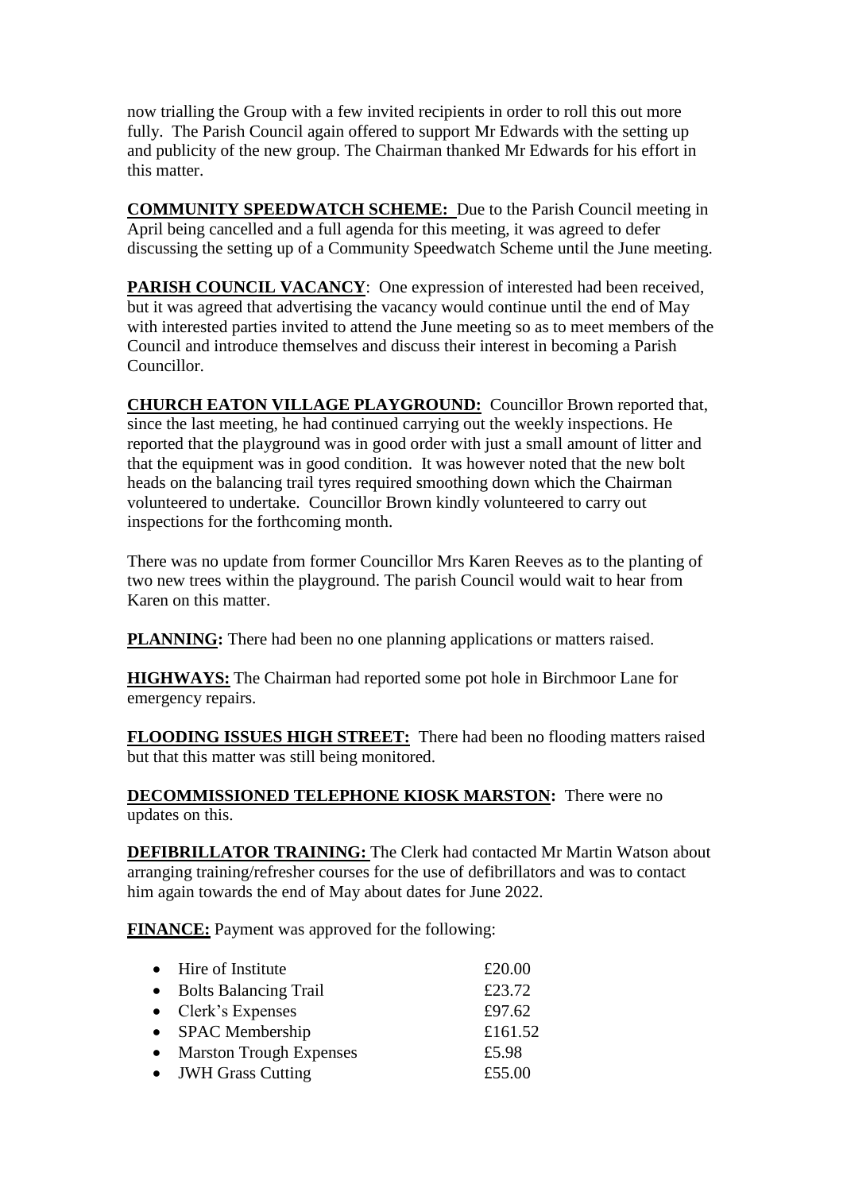now trialling the Group with a few invited recipients in order to roll this out more fully. The Parish Council again offered to support Mr Edwards with the setting up and publicity of the new group. The Chairman thanked Mr Edwards for his effort in this matter.

**COMMUNITY SPEEDWATCH SCHEME:** Due to the Parish Council meeting in April being cancelled and a full agenda for this meeting, it was agreed to defer discussing the setting up of a Community Speedwatch Scheme until the June meeting.

**PARISH COUNCIL VACANCY**: One expression of interested had been received, but it was agreed that advertising the vacancy would continue until the end of May with interested parties invited to attend the June meeting so as to meet members of the Council and introduce themselves and discuss their interest in becoming a Parish Councillor.

**CHURCH EATON VILLAGE PLAYGROUND:** Councillor Brown reported that, since the last meeting, he had continued carrying out the weekly inspections. He reported that the playground was in good order with just a small amount of litter and that the equipment was in good condition. It was however noted that the new bolt heads on the balancing trail tyres required smoothing down which the Chairman volunteered to undertake. Councillor Brown kindly volunteered to carry out inspections for the forthcoming month.

There was no update from former Councillor Mrs Karen Reeves as to the planting of two new trees within the playground. The parish Council would wait to hear from Karen on this matter.

**PLANNING:** There had been no one planning applications or matters raised.

**HIGHWAYS:** The Chairman had reported some pot hole in Birchmoor Lane for emergency repairs.

**FLOODING ISSUES HIGH STREET:** There had been no flooding matters raised but that this matter was still being monitored.

**DECOMMISSIONED TELEPHONE KIOSK MARSTON:** There were no updates on this.

**DEFIBRILLATOR TRAINING:** The Clerk had contacted Mr Martin Watson about arranging training/refresher courses for the use of defibrillators and was to contact him again towards the end of May about dates for June 2022.

**FINANCE:** Payment was approved for the following:

- Hire of Institute £20.00
- Bolts Balancing Trail £23.72
- Clerk's Expenses £97.62
- SPAC Membership £161.52
- Marston Trough Expenses £5.98
- JWH Grass Cutting £55.00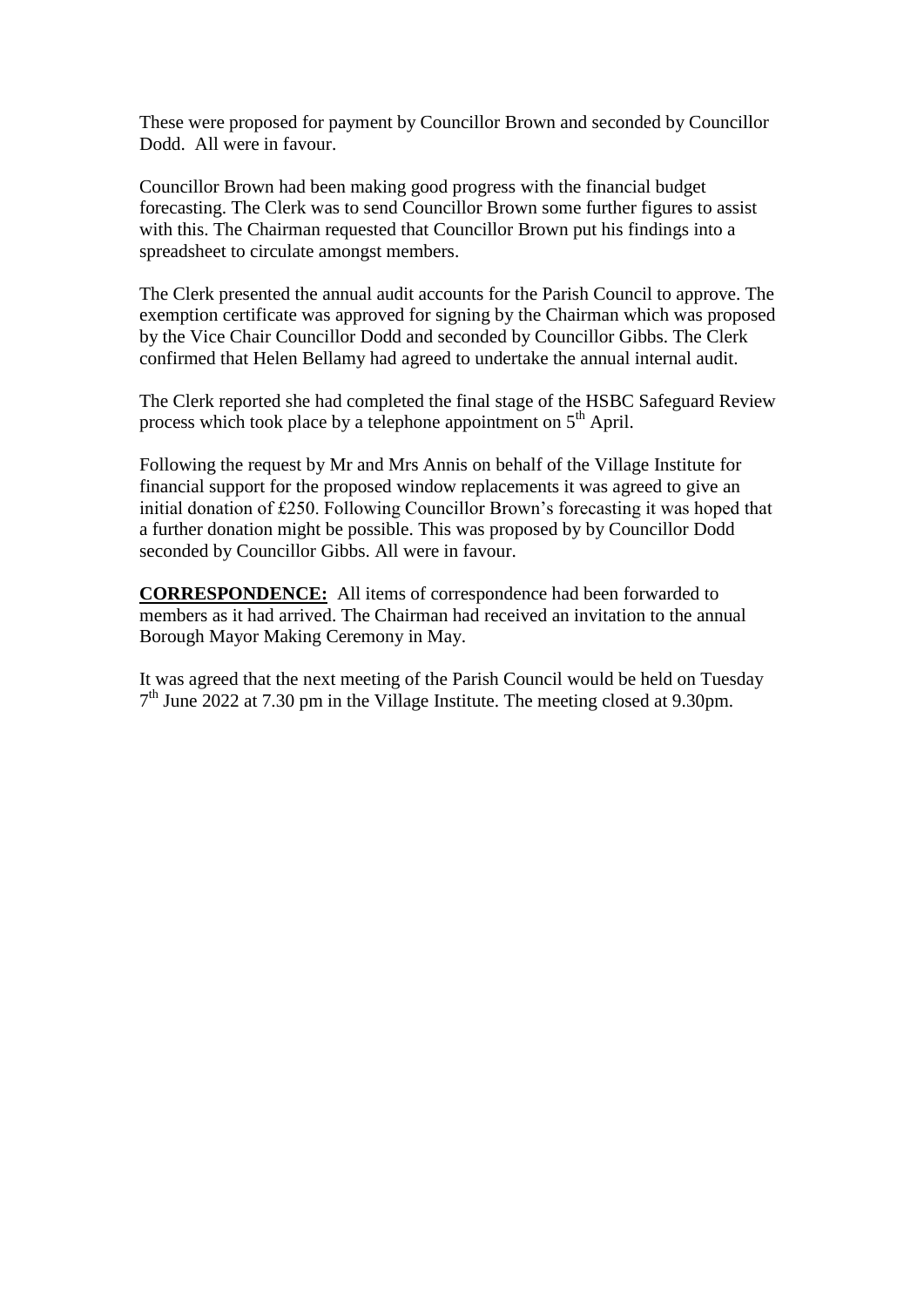These were proposed for payment by Councillor Brown and seconded by Councillor Dodd. All were in favour.

Councillor Brown had been making good progress with the financial budget forecasting. The Clerk was to send Councillor Brown some further figures to assist with this. The Chairman requested that Councillor Brown put his findings into a spreadsheet to circulate amongst members.

The Clerk presented the annual audit accounts for the Parish Council to approve. The exemption certificate was approved for signing by the Chairman which was proposed by the Vice Chair Councillor Dodd and seconded by Councillor Gibbs. The Clerk confirmed that Helen Bellamy had agreed to undertake the annual internal audit.

The Clerk reported she had completed the final stage of the HSBC Safeguard Review process which took place by a telephone appointment on 5th April.

Following the request by Mr and Mrs Annis on behalf of the Village Institute for financial support for the proposed window replacements it was agreed to give an initial donation of £250. Following Councillor Brown's forecasting it was hoped that a further donation might be possible. This was proposed by by Councillor Dodd seconded by Councillor Gibbs. All were in favour.

**CORRESPONDENCE:** All items of correspondence had been forwarded to members as it had arrived. The Chairman had received an invitation to the annual Borough Mayor Making Ceremony in May.

It was agreed that the next meeting of the Parish Council would be held on Tuesday 7th June 2022 at 7.30 pm in the Village Institute. The meeting closed at 9.30pm.